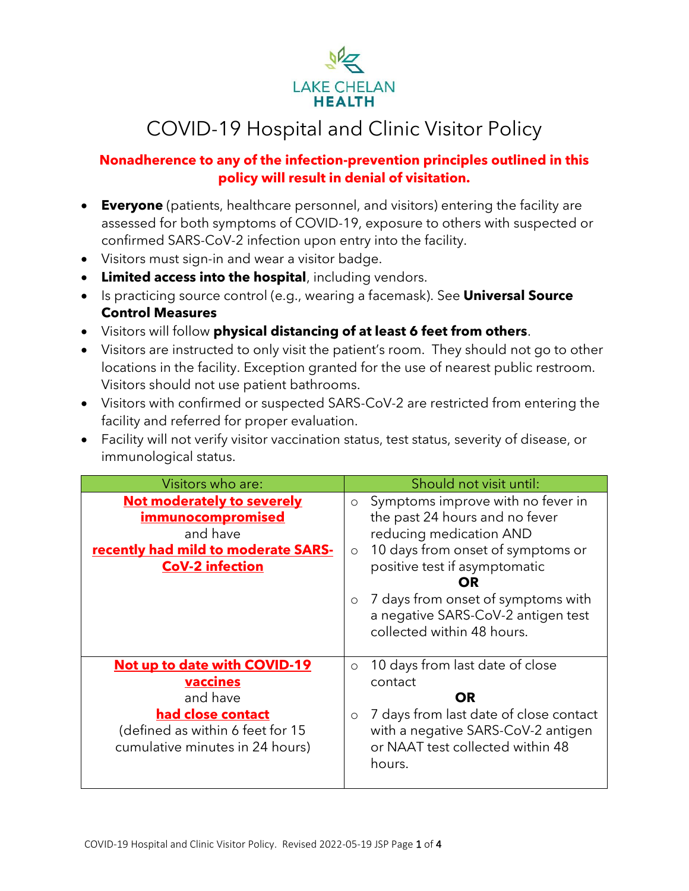LAKE CHELAN
**HEALTH**

# COVID-19 Hospital and Clinic Visitor Policy

**Nonadherence to any of the infection-prevention principles outlined in this policy will result in denial of visitation.**

- **Everyone** (patients, healthcare personnel, and visitors) entering the facility are assessed for both symptoms of COVID-19, exposure to others with suspected or confirmed SARS-CoV-2 infection upon entry into the facility.
- Visitors must sign-in and wear a visitor badge.
- **Limited access into the hospital**, including vendors.
- Is practicing source control (e.g., wearing a facemask). See **Universal Source Control Measures**
- Visitors will follow **physical distancing of at least 6 feet from others**.
- Visitors are instructed to only visit the patient's room. They should not go to other locations in the facility. Exception granted for the use of nearest public restroom. Visitors should not use patient bathrooms.
- Visitors with confirmed or suspected SARS-CoV-2 are restricted from entering the facility and referred for proper evaluation.
- Facility will not verify visitor vaccination status, test status, severity of disease, or immunological status.

| Visitors who are: | Should not visit until: |
| --- | --- |
| **Not moderately to severely immunocompromised** and have **recently had mild to moderate SARS-CoV-2 infection** | ○ Symptoms improve with no fever in the past 24 hours and no fever reducing medication AND<br>○ 10 days from onset of symptoms or positive test if asymptomatic<br>**OR**<br>○ 7 days from onset of symptoms with a negative SARS-CoV-2 antigen test collected within 48 hours. |
| **Not up to date with COVID-19 vaccines** and have **had close contact** (defined as within 6 feet for 15 cumulative minutes in 24 hours) | ○ 10 days from last date of close contact<br>**OR**<br>○ 7 days from last date of close contact with a negative SARS-CoV-2 antigen or NAAT test collected within 48 hours. |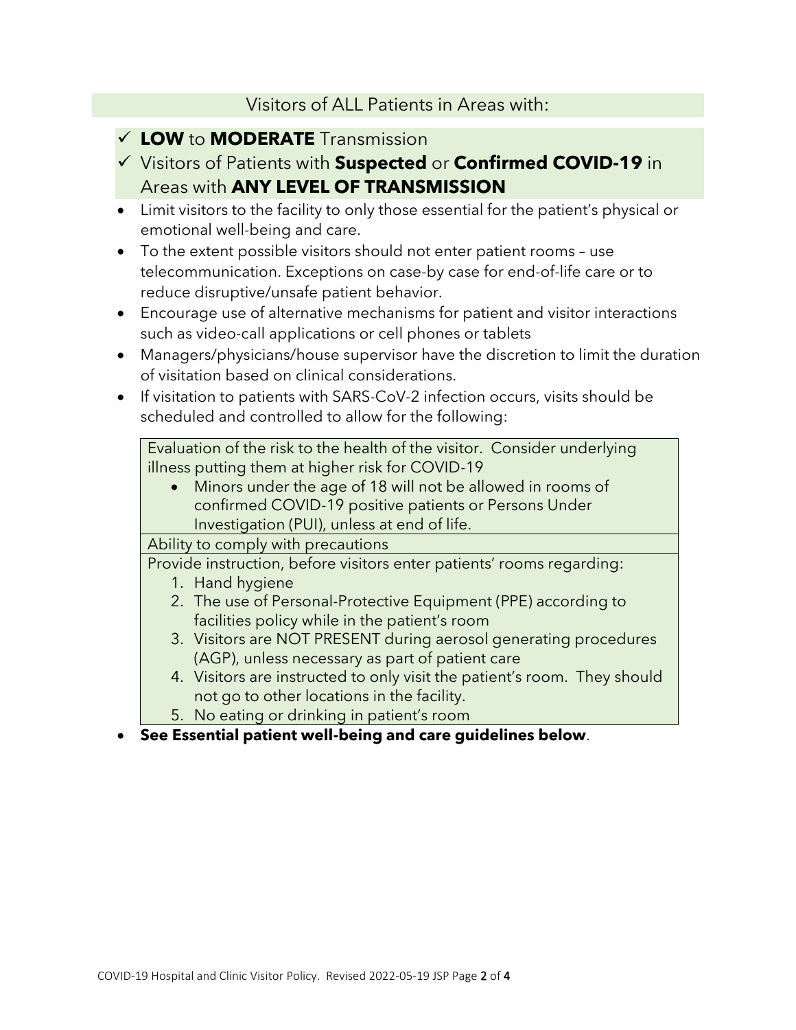## Visitors of ALL Patients in Areas with:

- ✓ **LOW** to **MODERATE** Transmission
- ✓ Visitors of Patients with **Suspected** or **Confirmed COVID-19** in Areas with **ANY LEVEL OF TRANSMISSION**

- Limit visitors to the facility to only those essential for the patient's physical or emotional well-being and care.
- To the extent possible visitors should not enter patient rooms – use telecommunication. Exceptions on case-by case for end-of-life care or to reduce disruptive/unsafe patient behavior.
- Encourage use of alternative mechanisms for patient and visitor interactions such as video-call applications or cell phones or tablets
- Managers/physicians/house supervisor have the discretion to limit the duration of visitation based on clinical considerations.
- If visitation to patients with SARS-CoV-2 infection occurs, visits should be scheduled and controlled to allow for the following:

| Evaluation of the risk to the health of the visitor. Consider underlying illness putting them at higher risk for COVID-19 <br> • Minors under the age of 18 will not be allowed in rooms of confirmed COVID-19 positive patients or Persons Under Investigation (PUI), unless at end of life. |
|---|
| Ability to comply with precautions |
| Provide instruction, before visitors enter patients' rooms regarding: <br> 1. Hand hygiene <br> 2. The use of Personal-Protective Equipment (PPE) according to facilities policy while in the patient's room <br> 3. Visitors are NOT PRESENT during aerosol generating procedures (AGP), unless necessary as part of patient care <br> 4. Visitors are instructed to only visit the patient's room. They should not go to other locations in the facility. <br> 5. No eating or drinking in patient's room |

- **See Essential patient well-being and care guidelines below**.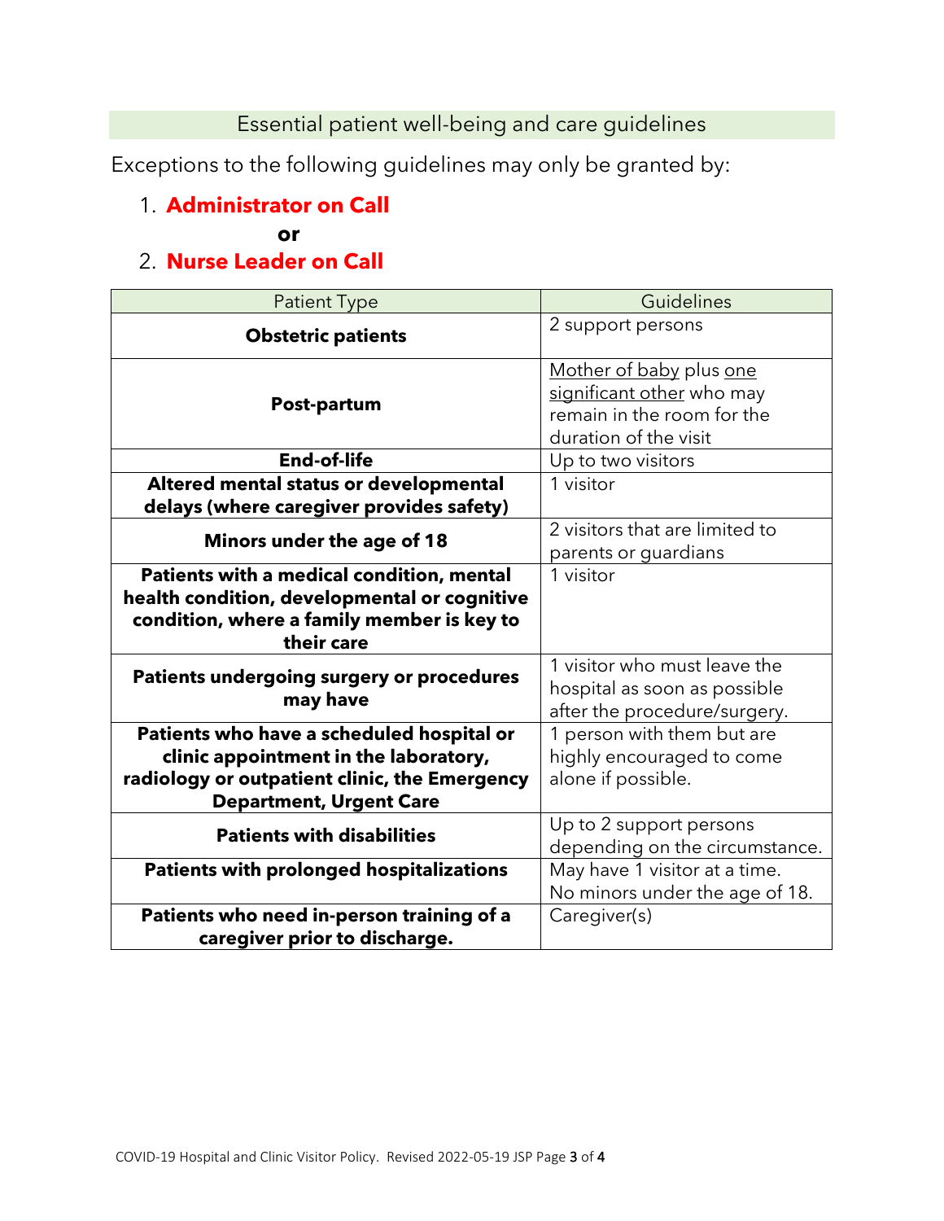## Essential patient well-being and care guidelines

Exceptions to the following guidelines may only be granted by:

1. **Administrator on Call**

   **or**

2. **Nurse Leader on Call**

| Patient Type | Guidelines |
|---|---|
| **Obstetric patients** | 2 support persons |
| **Post-partum** | Mother of baby plus one significant other who may remain in the room for the duration of the visit |
| **End-of-life** | Up to two visitors |
| **Altered mental status or developmental delays (where caregiver provides safety)** | 1 visitor |
| **Minors under the age of 18** | 2 visitors that are limited to parents or guardians |
| **Patients with a medical condition, mental health condition, developmental or cognitive condition, where a family member is key to their care** | 1 visitor |
| **Patients undergoing surgery or procedures may have** | 1 visitor who must leave the hospital as soon as possible after the procedure/surgery. |
| **Patients who have a scheduled hospital or clinic appointment in the laboratory, radiology or outpatient clinic, the Emergency Department, Urgent Care** | 1 person with them but are highly encouraged to come alone if possible. |
| **Patients with disabilities** | Up to 2 support persons depending on the circumstance. |
| **Patients with prolonged hospitalizations** | May have 1 visitor at a time. No minors under the age of 18. |
| **Patients who need in-person training of a caregiver prior to discharge.** | Caregiver(s) |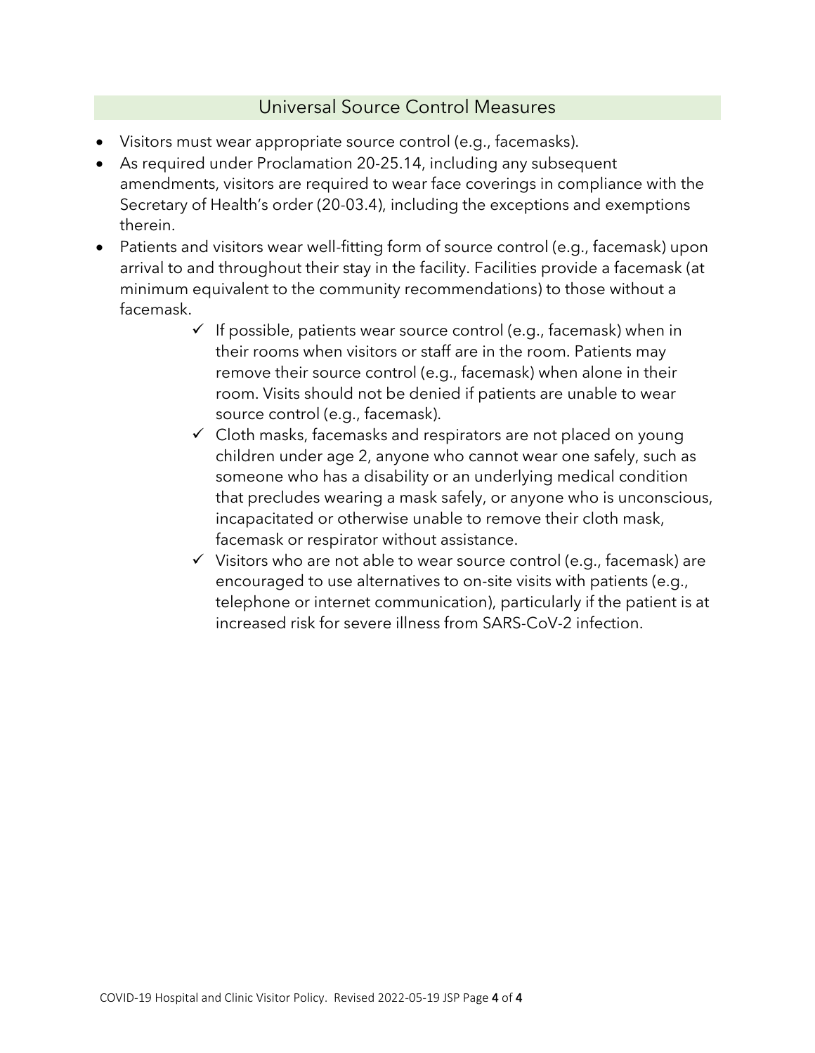## Universal Source Control Measures

- Visitors must wear appropriate source control (e.g., facemasks).
- As required under Proclamation 20-25.14, including any subsequent amendments, visitors are required to wear face coverings in compliance with the Secretary of Health's order (20-03.4), including the exceptions and exemptions therein.
- Patients and visitors wear well-fitting form of source control (e.g., facemask) upon arrival to and throughout their stay in the facility. Facilities provide a facemask (at minimum equivalent to the community recommendations) to those without a facemask.
  - ✓ If possible, patients wear source control (e.g., facemask) when in their rooms when visitors or staff are in the room. Patients may remove their source control (e.g., facemask) when alone in their room. Visits should not be denied if patients are unable to wear source control (e.g., facemask).
  - ✓ Cloth masks, facemasks and respirators are not placed on young children under age 2, anyone who cannot wear one safely, such as someone who has a disability or an underlying medical condition that precludes wearing a mask safely, or anyone who is unconscious, incapacitated or otherwise unable to remove their cloth mask, facemask or respirator without assistance.
  - ✓ Visitors who are not able to wear source control (e.g., facemask) are encouraged to use alternatives to on-site visits with patients (e.g., telephone or internet communication), particularly if the patient is at increased risk for severe illness from SARS-CoV-2 infection.